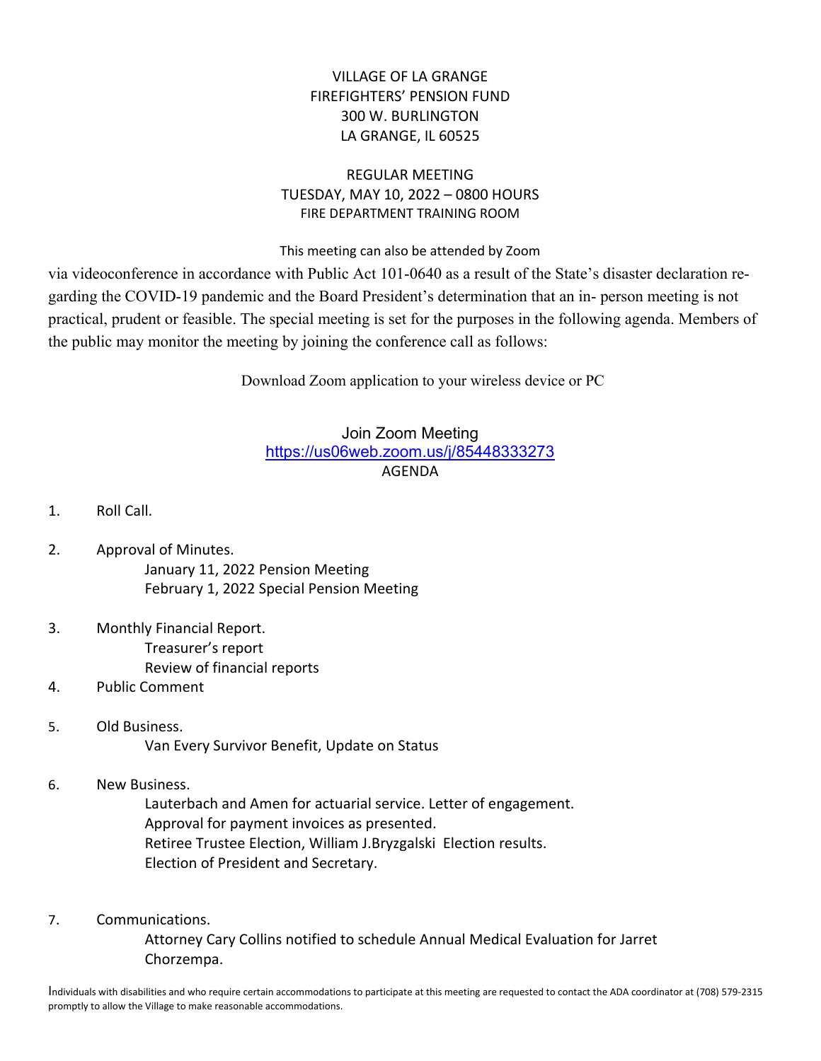VILLAGE OF LA GRANGE
FIREFIGHTERS' PENSION FUND
300 W. BURLINGTON
LA GRANGE, IL 60525

REGULAR MEETING
TUESDAY, MAY 10, 2022 – 0800 HOURS
FIRE DEPARTMENT TRAINING ROOM

This meeting can also be attended by Zoom via videoconference in accordance with Public Act 101-0640 as a result of the State's disaster declaration regarding the COVID-19 pandemic and the Board President's determination that an in- person meeting is not practical, prudent or feasible. The special meeting is set for the purposes in the following agenda. Members of the public may monitor the meeting by joining the conference call as follows:

Download Zoom application to your wireless device or PC

Join Zoom Meeting
https://us06web.zoom.us/j/85448333273

AGENDA

1. Roll Call.

2. Approval of Minutes.
   - January 11, 2022 Pension Meeting
   - February 1, 2022 Special Pension Meeting

3. Monthly Financial Report.
   - Treasurer's report
   - Review of financial reports

4. Public Comment

5. Old Business.
   - Van Every Survivor Benefit, Update on Status

6. New Business.
   - Lauterbach and Amen for actuarial service. Letter of engagement.
   - Approval for payment invoices as presented.
   - Retiree Trustee Election, William J.Bryzgalski Election results.
   - Election of President and Secretary.

7. Communications.
   - Attorney Cary Collins notified to schedule Annual Medical Evaluation for Jarret Chorzempa.

Individuals with disabilities and who require certain accommodations to participate at this meeting are requested to contact the ADA coordinator at (708) 579-2315 promptly to allow the Village to make reasonable accommodations.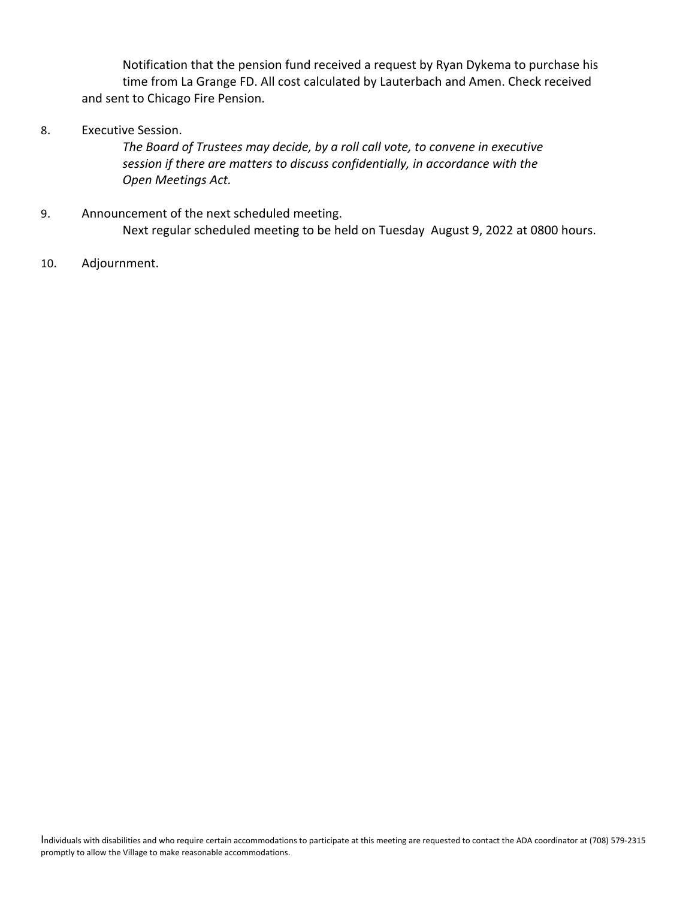Notification that the pension fund received a request by Ryan Dykema to purchase his time from La Grange FD. All cost calculated by Lauterbach and Amen. Check received and sent to Chicago Fire Pension.

8. Executive Session.

   *The Board of Trustees may decide, by a roll call vote, to convene in executive session if there are matters to discuss confidentially, in accordance with the Open Meetings Act.*

9. Announcement of the next scheduled meeting.

   Next regular scheduled meeting to be held on Tuesday August 9, 2022 at 0800 hours.

10. Adjournment.

Individuals with disabilities and who require certain accommodations to participate at this meeting are requested to contact the ADA coordinator at (708) 579-2315 promptly to allow the Village to make reasonable accommodations.